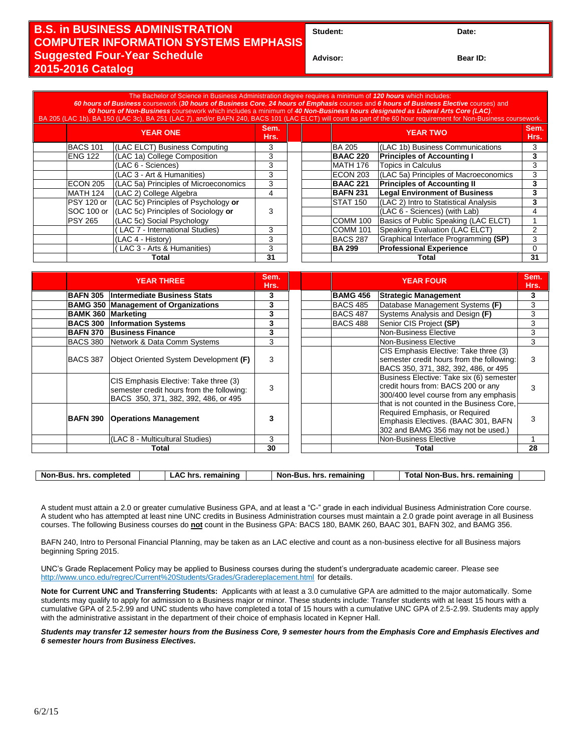# B.S. in BUSINESS ADMINISTRATION
# COMPUTER INFORMATION SYSTEMS EMPHASIS
## Suggested Four-Year Schedule
## 2015-2016 Catalog

**Student:** | **Date:**

**Advisor:** | **Bear ID:**

The Bachelor of Science in Business Administration degree requires a minimum of ***120 hours*** which includes:
***60 hours of Business*** coursework (***30 hours of Business Core***, ***24 hours of Emphasis*** courses and ***6 hours of Business Elective*** courses) and
***60 hours of Non-Business*** coursework which includes a minimum of ***40 Non-Business hours designated as Liberal Arts Core (LAC)***.
BA 205 (LAC 1b), BA 150 (LAC 3c), BA 251 (LAC 7), and/or BAFN 240, BACS 101 (LAC ELCT) will count as part of the 60 hour requirement for Non-Business coursework.

| | YEAR ONE | | Sem. Hrs. |
|---|---|---|---|
| | BACS 101 | (LAC ELCT) Business Computing | 3 |
| | ENG 122 | (LAC 1a) College Composition | 3 |
| | | (LAC 6 - Sciences) | 3 |
| | | (LAC 3 - Art & Humanities) | 3 |
| | ECON 205 | (LAC 5a) Principles of Microeconomics | 3 |
| | MATH 124 | (LAC 2) College Algebra | 4 |
| | PSY 120 or SOC 100 or PSY 265 | (LAC 5c) Principles of Psychology **or** (LAC 5c) Principles of Sociology **or** (LAC 5c) Social Psychology | 3 |
| | | ( LAC 7 - International Studies) | 3 |
| | | (LAC 4 - History) | 3 |
| | | ( LAC 3 - Arts & Humanities) | 3 |
| | | **Total** | **31** |

| | YEAR TWO | | Sem. Hrs. |
|---|---|---|---|
| | BA 205 | (LAC 1b) Business Communications | 3 |
| | **BAAC 220** | **Principles of Accounting I** | **3** |
| | MATH 176 | Topics in Calculus | 3 |
| | ECON 203 | (LAC 5a) Principles of Macroeconomics | 3 |
| | **BAAC 221** | **Principles of Accounting II** | **3** |
| | **BAFN 231** | **Legal Environment of Business** | **3** |
| | STAT 150 | (LAC 2) Intro to Statistical Analysis | **3** |
| | | (LAC 6 - Sciences) (with Lab) | 4 |
| | COMM 100 | Basics of Public Speaking (LAC ELCT) | 1 |
| | COMM 101 | Speaking Evaluation (LAC ELCT) | 2 |
| | BACS 287 | Graphical Interface Programming **(SP)** | 3 |
| | **BA 299** | **Professional Experience** | 0 |
| | | **Total** | **31** |

| | YEAR THREE | | Sem. Hrs. |
|---|---|---|---|
| | **BAFN 305** | **Intermediate Business Stats** | **3** |
| | **BAMG 350** | **Management of Organizations** | **3** |
| | **BAMK 360** | **Marketing** | **3** |
| | **BACS 300** | **Information Systems** | **3** |
| | **BAFN 370** | **Business Finance** | **3** |
| | BACS 380 | Network & Data Comm Systems | 3 |
| | BACS 387 | Object Oriented System Development **(F)** | 3 |
| | | CIS Emphasis Elective: Take three (3) semester credit hours from the following: BACS 350, 371, 382, 392, 486, or 495 | 3 |
| | **BAFN 390** | **Operations Management** | **3** |
| | | (LAC 8 - Multicultural Studies) | 3 |
| | | **Total** | **30** |

| | YEAR FOUR | | Sem. Hrs. |
|---|---|---|---|
| | **BAMG 456** | **Strategic Management** | **3** |
| | BACS 485 | Database Management Systems **(F)** | 3 |
| | BACS 487 | Systems Analysis and Design **(F)** | 3 |
| | BACS 488 | Senior CIS Project **(SP)** | 3 |
| | | Non-Business Elective | 3 |
| | | Non-Business Elective | 3 |
| | | CIS Emphasis Elective: Take three (3) semester credit hours from the following: BACS 350, 371, 382, 392, 486, or 495 | 3 |
| | | Business Elective: Take six (6) semester credit hours from: BACS 200 or any 300/400 level course from any emphasis that is not counted in the Business Core, Required Emphasis, or Required Emphasis Electives. (BAAC 301, BAFN 302 and BAMG 356 may not be used.) | 3 |
| | | | 3 |
| | | Non-Business Elective | 1 |
| | | **Total** | **28** |

| **Non-Bus. hrs. completed** | | **LAC hrs. remaining** | | **Non-Bus. hrs. remaining** | | **Total Non-Bus. hrs. remaining** | |
|---|---|---|---|---|---|---|---|

A student must attain a 2.0 or greater cumulative Business GPA, and at least a "C-" grade in each individual Business Administration Core course. A student who has attempted at least nine UNC credits in Business Administration courses must maintain a 2.0 grade point average in all Business courses. The following Business courses do **not** count in the Business GPA: BACS 180, BAMK 260, BAAC 301, BAFN 302, and BAMG 356.

BAFN 240, Intro to Personal Financial Planning, may be taken as an LAC elective and count as a non-business elective for all Business majors beginning Spring 2015.

UNC's Grade Replacement Policy may be applied to Business courses during the student's undergraduate academic career. Please see http://www.unco.edu/regrec/Current%20Students/Grades/Gradereplacement.html for details.

**Note for Current UNC and Transferring Students:** Applicants with at least a 3.0 cumulative GPA are admitted to the major automatically. Some students may qualify to apply for admission to a Business major or minor. These students include: Transfer students with at least 15 hours with a cumulative GPA of 2.5-2.99 and UNC students who have completed a total of 15 hours with a cumulative UNC GPA of 2.5-2.99. Students may apply with the administrative assistant in the department of their choice of emphasis located in Kepner Hall.

***Students may transfer 12 semester hours from the Business Core, 9 semester hours from the Emphasis Core and Emphasis Electives and 6 semester hours from Business Electives.***

6/2/15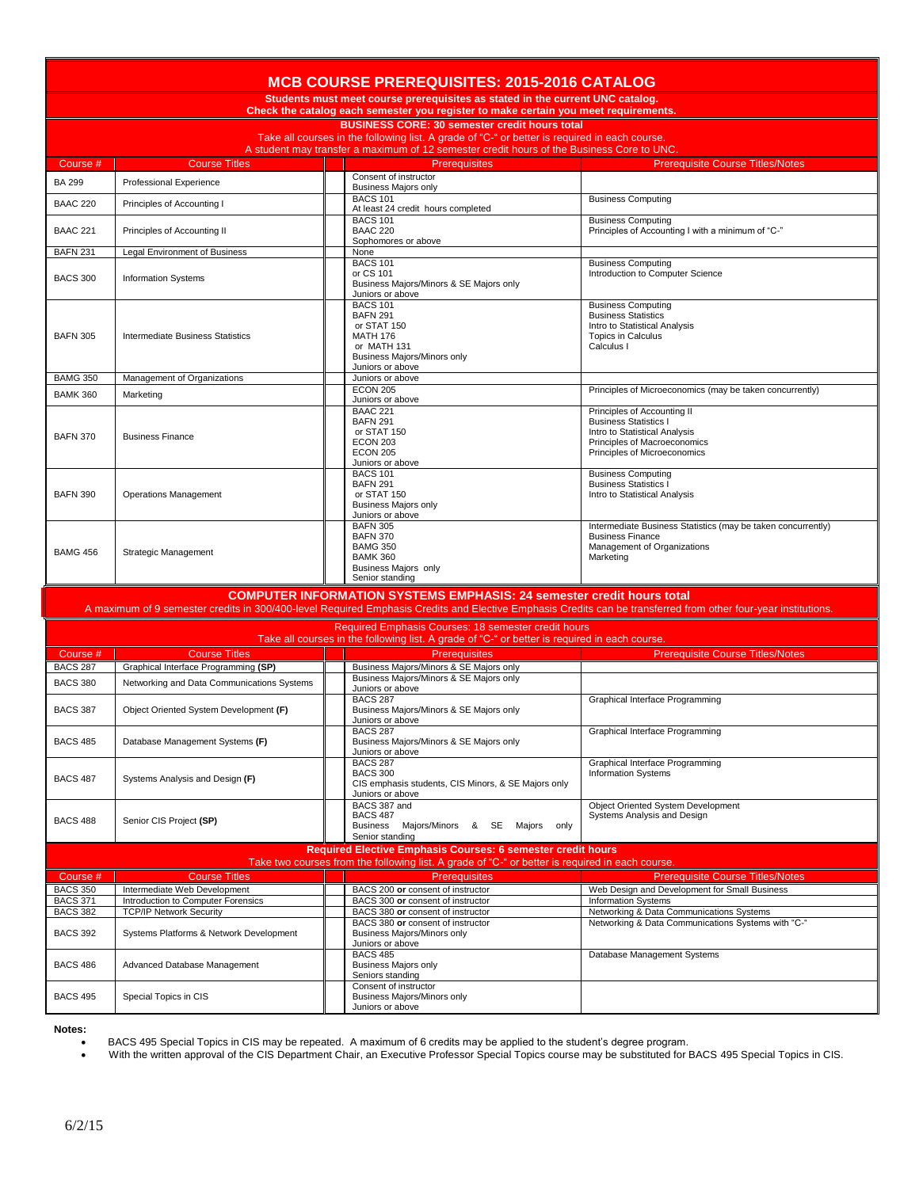# MCB COURSE PREREQUISITES: 2015-2016 CATALOG

**Students must meet course prerequisites as stated in the current UNC catalog.**
**Check the catalog each semester you register to make certain you meet requirements.**

## BUSINESS CORE: 30 semester credit hours total

Take all courses in the following list. A grade of "C-" or better is required in each course.
A student may transfer a maximum of 12 semester credit hours of the Business Core to UNC.

| Course # | Course Titles | Prerequisites | Prerequisite Course Titles/Notes |
|---|---|---|---|
| BA 299 | Professional Experience | Consent of instructor<br>Business Majors only | |
| BAAC 220 | Principles of Accounting I | BACS 101<br>At least 24 credit hours completed | Business Computing |
| BAAC 221 | Principles of Accounting II | BACS 101<br>BAAC 220<br>Sophomores or above | Business Computing<br>Principles of Accounting I with a minimum of "C-" |
| BAFN 231 | Legal Environment of Business | None | |
| BACS 300 | Information Systems | BACS 101<br>or CS 101<br>Business Majors/Minors & SE Majors only<br>Juniors or above | Business Computing<br>Introduction to Computer Science |
| BAFN 305 | Intermediate Business Statistics | BACS 101<br>BAFN 291<br>or STAT 150<br>MATH 176<br>or MATH 131<br>Business Majors/Minors only<br>Juniors or above | Business Computing<br>Business Statistics<br>Intro to Statistical Analysis<br>Topics in Calculus<br>Calculus I |
| BAMG 350 | Management of Organizations | Juniors or above | |
| BAMK 360 | Marketing | ECON 205<br>Juniors or above | Principles of Microeconomics (may be taken concurrently) |
| BAFN 370 | Business Finance | BAAC 221<br>BAFN 291<br>or STAT 150<br>ECON 203<br>ECON 205<br>Juniors or above | Principles of Accounting II<br>Business Statistics I<br>Intro to Statistical Analysis<br>Principles of Macroeconomics<br>Principles of Microeconomics |
| BAFN 390 | Operations Management | BACS 101<br>BAFN 291<br>or STAT 150<br>Business Majors only<br>Juniors or above | Business Computing<br>Business Statistics I<br>Intro to Statistical Analysis |
| BAMG 456 | Strategic Management | BAFN 305<br>BAFN 370<br>BAMG 350<br>BAMK 360<br>Business Majors only<br>Senior standing | Intermediate Business Statistics (may be taken concurrently)<br>Business Finance<br>Management of Organizations<br>Marketing |

## COMPUTER INFORMATION SYSTEMS EMPHASIS: 24 semester credit hours total

A maximum of 9 semester credits in 300/400-level Required Emphasis Credits and Elective Emphasis Credits can be transferred from other four-year institutions.

### Required Emphasis Courses: 18 semester credit hours

Take all courses in the following list. A grade of "C-" or better is required in each course.

| Course # | Course Titles | Prerequisites | Prerequisite Course Titles/Notes |
|---|---|---|---|
| BACS 287 | Graphical Interface Programming **(SP)** | Business Majors/Minors & SE Majors only | |
| BACS 380 | Networking and Data Communications Systems | Business Majors/Minors & SE Majors only<br>Juniors or above | |
| BACS 387 | Object Oriented System Development **(F)** | BACS 287<br>Business Majors/Minors & SE Majors only<br>Juniors or above | Graphical Interface Programming |
| BACS 485 | Database Management Systems **(F)** | BACS 287<br>Business Majors/Minors & SE Majors only<br>Juniors or above | Graphical Interface Programming |
| BACS 487 | Systems Analysis and Design **(F)** | BACS 287<br>BACS 300<br>CIS emphasis students, CIS Minors, & SE Majors only<br>Juniors or above | Graphical Interface Programming<br>Information Systems |
| BACS 488 | Senior CIS Project **(SP)** | BACS 387 and<br>BACS 487<br>Business Majors/Minors & SE Majors only<br>Senior standing | Object Oriented System Development<br>Systems Analysis and Design |

### Required Elective Emphasis Courses: 6 semester credit hours

Take two courses from the following list. A grade of "C-" or better is required in each course.

| Course # | Course Titles | Prerequisites | Prerequisite Course Titles/Notes |
|---|---|---|---|
| BACS 350 | Intermediate Web Development | BACS 200 **or** consent of instructor | Web Design and Development for Small Business |
| BACS 371 | Introduction to Computer Forensics | BACS 300 **or** consent of instructor | Information Systems |
| BACS 382 | TCP/IP Network Security | BACS 380 **or** consent of instructor | Networking & Data Communications Systems |
| BACS 392 | Systems Platforms & Network Development | BACS 380 **or** consent of instructor<br>Business Majors/Minors only<br>Juniors or above | Networking & Data Communications Systems with "C-" |
| BACS 486 | Advanced Database Management | BACS 485<br>Business Majors only<br>Seniors standing | Database Management Systems |
| BACS 495 | Special Topics in CIS | Consent of instructor<br>Business Majors/Minors only<br>Juniors or above | |

**Notes:**

- BACS 495 Special Topics in CIS may be repeated. A maximum of 6 credits may be applied to the student's degree program.
- With the written approval of the CIS Department Chair, an Executive Professor Special Topics course may be substituted for BACS 495 Special Topics in CIS.

6/2/15